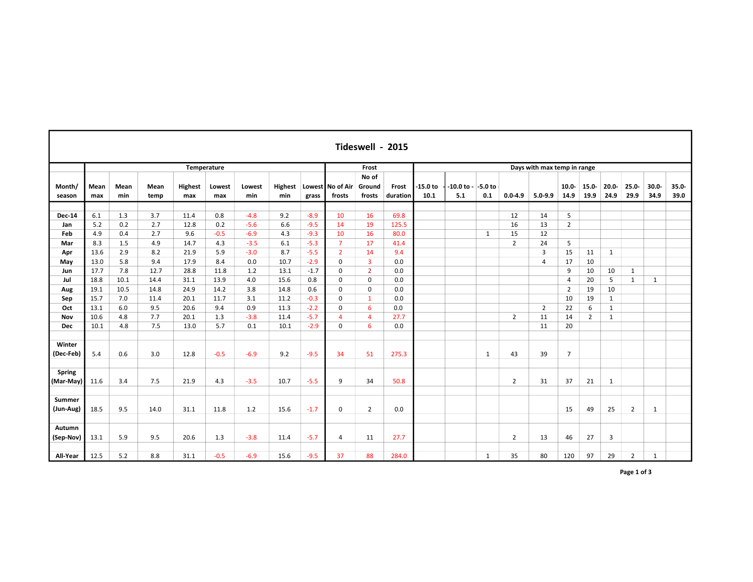# Tideswell - 2015

| Month/ season | Temperature | | | | | | | | Frost | | | Days with max temp in range | | | | | | | | | | | |
|---|---|---|---|---|---|---|---|---|---|---|---|---|---|---|---|---|---|---|---|---|---|---|---|
| | Mean max | Mean min | Mean temp | Highest max | Lowest max | Lowest min | Highest min | Lowest grass | No of Air frosts | No of Ground frosts | Frost duration | -15.0 to 10.1 | -10.0 to -5.1 | -5.0 to 0.1 | 0.0-4.9 | 5.0-9.9 | 10.0-14.9 | 15.0-19.9 | 20.0-24.9 | 25.0-29.9 | 30.0-34.9 | 35.0-39.0 |
| Dec-14 | 6.1 | 1.3 | 3.7 | 11.4 | 0.8 | -4.8 | 9.2 | -8.9 | 10 | 16 | 69.8 | | | | 12 | 14 | 5 | | | | | |
| Jan | 5.2 | 0.2 | 2.7 | 12.8 | 0.2 | -5.6 | 6.6 | -9.5 | 14 | 19 | 125.5 | | | | 16 | 13 | 2 | | | | | |
| Feb | 4.9 | 0.4 | 2.7 | 9.6 | -0.5 | -6.9 | 4.3 | -9.3 | 10 | 16 | 80.0 | | | 1 | 15 | 12 | | | | | | |
| Mar | 8.3 | 1.5 | 4.9 | 14.7 | 4.3 | -3.5 | 6.1 | -5.3 | 7 | 17 | 41.4 | | | | 2 | 24 | 5 | | | | | |
| Apr | 13.6 | 2.9 | 8.2 | 21.9 | 5.9 | -3.0 | 8.7 | -5.5 | 2 | 14 | 9.4 | | | | | 3 | 15 | 11 | 1 | | | |
| May | 13.0 | 5.8 | 9.4 | 17.9 | 8.4 | 0.0 | 10.7 | -2.9 | 0 | 3 | 0.0 | | | | | 4 | 17 | 10 | | | | |
| Jun | 17.7 | 7.8 | 12.7 | 28.8 | 11.8 | 1.2 | 13.1 | -1.7 | 0 | 2 | 0.0 | | | | | | 9 | 10 | 10 | 1 | | |
| Jul | 18.8 | 10.1 | 14.4 | 31.1 | 13.9 | 4.0 | 15.6 | 0.8 | 0 | 0 | 0.0 | | | | | | 4 | 20 | 5 | 1 | 1 | |
| Aug | 19.1 | 10.5 | 14.8 | 24.9 | 14.2 | 3.8 | 14.8 | 0.6 | 0 | 0 | 0.0 | | | | | | 2 | 19 | 10 | | | |
| Sep | 15.7 | 7.0 | 11.4 | 20.1 | 11.7 | 3.1 | 11.2 | -0.3 | 0 | 1 | 0.0 | | | | | | 10 | 19 | 1 | | | |
| Oct | 13.1 | 6.0 | 9.5 | 20.6 | 9.4 | 0.9 | 11.3 | -2.2 | 0 | 6 | 0.0 | | | | | 2 | 22 | 6 | 1 | | | |
| Nov | 10.6 | 4.8 | 7.7 | 20.1 | 1.3 | -3.8 | 11.4 | -5.7 | 4 | 4 | 27.7 | | | | 2 | 11 | 14 | 2 | 1 | | | |
| Dec | 10.1 | 4.8 | 7.5 | 13.0 | 5.7 | 0.1 | 10.1 | -2.9 | 0 | 6 | 0.0 | | | | | 11 | 20 | | | | | |
| Winter (Dec-Feb) | 5.4 | 0.6 | 3.0 | 12.8 | -0.5 | -6.9 | 9.2 | -9.5 | 34 | 51 | 275.3 | | | 1 | 43 | 39 | 7 | | | | | |
| Spring (Mar-May) | 11.6 | 3.4 | 7.5 | 21.9 | 4.3 | -3.5 | 10.7 | -5.5 | 9 | 34 | 50.8 | | | | 2 | 31 | 37 | 21 | 1 | | | |
| Summer (Jun-Aug) | 18.5 | 9.5 | 14.0 | 31.1 | 11.8 | 1.2 | 15.6 | -1.7 | 0 | 2 | 0.0 | | | | | | 15 | 49 | 25 | 2 | 1 | |
| Autumn (Sep-Nov) | 13.1 | 5.9 | 9.5 | 20.6 | 1.3 | -3.8 | 11.4 | -5.7 | 4 | 11 | 27.7 | | | | 2 | 13 | 46 | 27 | 3 | | | |
| All-Year | 12.5 | 5.2 | 8.8 | 31.1 | -0.5 | -6.9 | 15.6 | -9.5 | 37 | 88 | 284.0 | | | 1 | 35 | 80 | 120 | 97 | 29 | 2 | 1 | |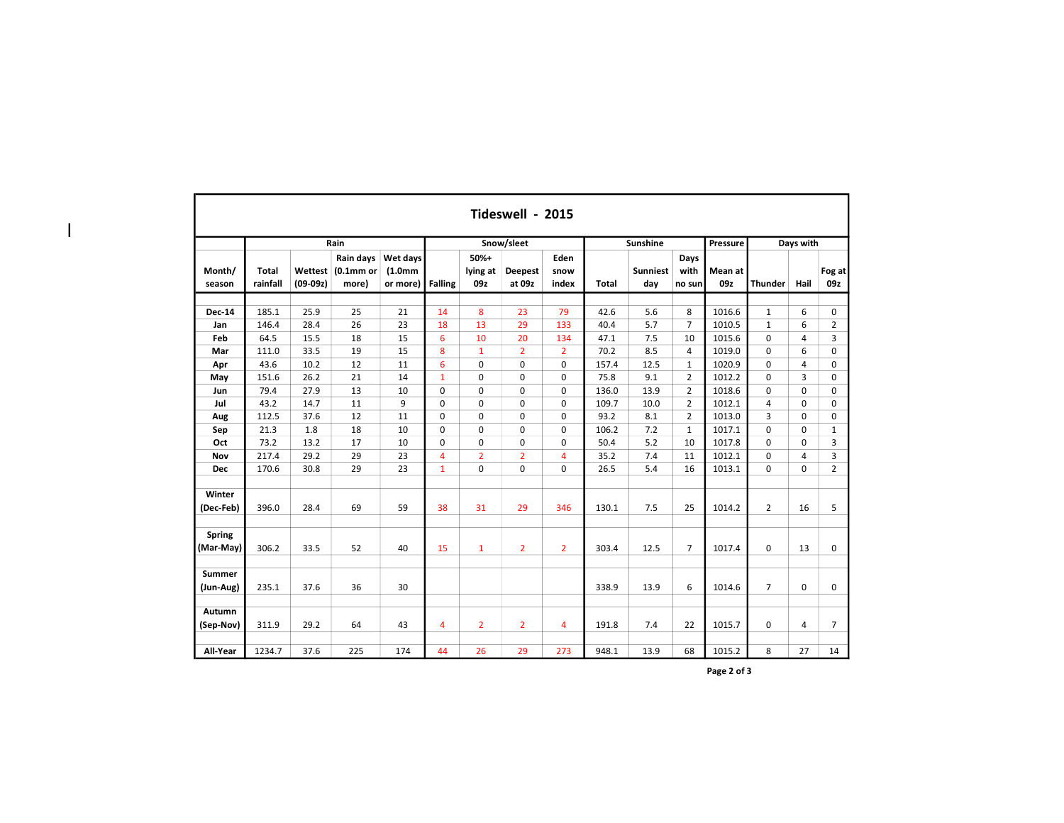# Tideswell - 2015

| Month/ season | Rain | | | | Snow/sleet | | | | Sunshine | | | Pressure | Days with | | |
|---|---|---|---|---|---|---|---|---|---|---|---|---|---|---|---|
| | Total rainfall | Wettest (09-09z) | Rain days (0.1mm or more) | Wet days (1.0mm or more) | Falling | 50%+ lying at 09z | Deepest at 09z | Eden snow index | Total | Sunniest day | Days with no sun | Mean at 09z | Thunder | Hail | Fog at 09z |
| Dec-14 | 185.1 | 25.9 | 25 | 21 | 14 | 8 | 23 | 79 | 42.6 | 5.6 | 8 | 1016.6 | 1 | 6 | 0 |
| Jan | 146.4 | 28.4 | 26 | 23 | 18 | 13 | 29 | 133 | 40.4 | 5.7 | 7 | 1010.5 | 1 | 6 | 2 |
| Feb | 64.5 | 15.5 | 18 | 15 | 6 | 10 | 20 | 134 | 47.1 | 7.5 | 10 | 1015.6 | 0 | 4 | 3 |
| Mar | 111.0 | 33.5 | 19 | 15 | 8 | 1 | 2 | 2 | 70.2 | 8.5 | 4 | 1019.0 | 0 | 6 | 0 |
| Apr | 43.6 | 10.2 | 12 | 11 | 6 | 0 | 0 | 0 | 157.4 | 12.5 | 1 | 1020.9 | 0 | 4 | 0 |
| May | 151.6 | 26.2 | 21 | 14 | 1 | 0 | 0 | 0 | 75.8 | 9.1 | 2 | 1012.2 | 0 | 3 | 0 |
| Jun | 79.4 | 27.9 | 13 | 10 | 0 | 0 | 0 | 0 | 136.0 | 13.9 | 2 | 1018.6 | 0 | 0 | 0 |
| Jul | 43.2 | 14.7 | 11 | 9 | 0 | 0 | 0 | 0 | 109.7 | 10.0 | 2 | 1012.1 | 4 | 0 | 0 |
| Aug | 112.5 | 37.6 | 12 | 11 | 0 | 0 | 0 | 0 | 93.2 | 8.1 | 2 | 1013.0 | 3 | 0 | 0 |
| Sep | 21.3 | 1.8 | 18 | 10 | 0 | 0 | 0 | 0 | 106.2 | 7.2 | 1 | 1017.1 | 0 | 0 | 1 |
| Oct | 73.2 | 13.2 | 17 | 10 | 0 | 0 | 0 | 0 | 50.4 | 5.2 | 10 | 1017.8 | 0 | 0 | 3 |
| Nov | 217.4 | 29.2 | 29 | 23 | 4 | 2 | 2 | 4 | 35.2 | 7.4 | 11 | 1012.1 | 0 | 4 | 3 |
| Dec | 170.6 | 30.8 | 29 | 23 | 1 | 0 | 0 | 0 | 26.5 | 5.4 | 16 | 1013.1 | 0 | 0 | 2 |
| Winter (Dec-Feb) | 396.0 | 28.4 | 69 | 59 | 38 | 31 | 29 | 346 | 130.1 | 7.5 | 25 | 1014.2 | 2 | 16 | 5 |
| Spring (Mar-May) | 306.2 | 33.5 | 52 | 40 | 15 | 1 | 2 | 2 | 303.4 | 12.5 | 7 | 1017.4 | 0 | 13 | 0 |
| Summer (Jun-Aug) | 235.1 | 37.6 | 36 | 30 | | | | | 338.9 | 13.9 | 6 | 1014.6 | 7 | 0 | 0 |
| Autumn (Sep-Nov) | 311.9 | 29.2 | 64 | 43 | 4 | 2 | 2 | 4 | 191.8 | 7.4 | 22 | 1015.7 | 0 | 4 | 7 |
| All-Year | 1234.7 | 37.6 | 225 | 174 | 44 | 26 | 29 | 273 | 948.1 | 13.9 | 68 | 1015.2 | 8 | 27 | 14 |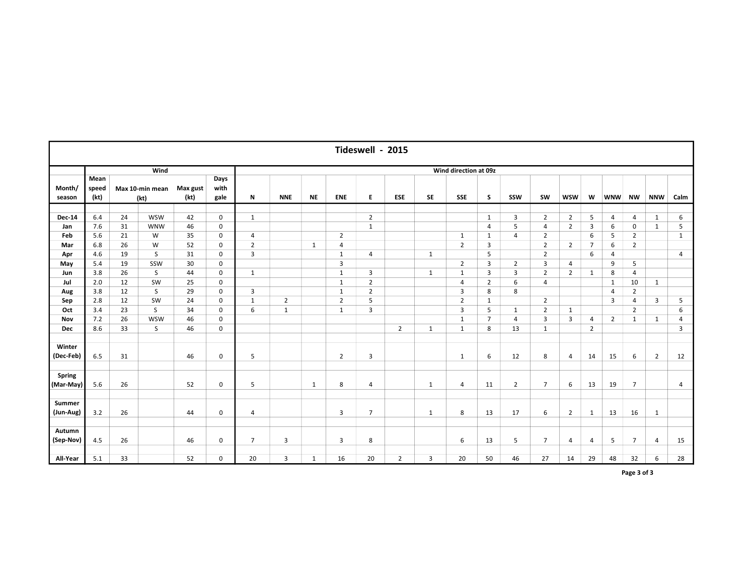# Tideswell - 2015

| | Wind | | | | | Wind direction at 09z | | | | | | | | | | | | | | | | |
|---|---|---|---|---|---|---|---|---|---|---|---|---|---|---|---|---|---|---|---|---|---|---|
| Month/ season | Mean speed (kt) | Max 10-min mean (kt) | | Max gust (kt) | Days with gale | N | NNE | NE | ENE | E | ESE | SE | SSE | S | SSW | SW | WSW | W | WNW | NW | NNW | Calm |
| Dec-14 | 6.4 | 24 | WSW | 42 | 0 | 1 | | | | 2 | | | | 1 | 3 | 2 | 2 | 5 | 4 | 4 | 1 | 6 |
| Jan | 7.6 | 31 | WNW | 46 | 0 | | | | | 1 | | | | 4 | 5 | 4 | 2 | 3 | 6 | 0 | 1 | 5 |
| Feb | 5.6 | 21 | W | 35 | 0 | 4 | | | 2 | | | | 1 | 1 | 4 | 2 | | 6 | 5 | 2 | | 1 |
| Mar | 6.8 | 26 | W | 52 | 0 | 2 | | 1 | 4 | | | | 2 | 3 | | 2 | 2 | 7 | 6 | 2 | | |
| Apr | 4.6 | 19 | S | 31 | 0 | 3 | | | 1 | 4 | | 1 | | 5 | | 2 | | 6 | 4 | | | 4 |
| May | 5.4 | 19 | SSW | 30 | 0 | | | | 3 | | | | 2 | 3 | 2 | 3 | 4 | | 9 | 5 | | |
| Jun | 3.8 | 26 | S | 44 | 0 | 1 | | | 1 | 3 | | 1 | 1 | 3 | 3 | 2 | 2 | 1 | 8 | 4 | | |
| Jul | 2.0 | 12 | SW | 25 | 0 | | | | 1 | 2 | | | 4 | 2 | 6 | 4 | | | 1 | 10 | 1 | |
| Aug | 3.8 | 12 | S | 29 | 0 | 3 | | | 1 | 2 | | | 3 | 8 | 8 | | | | 4 | 2 | | |
| Sep | 2.8 | 12 | SW | 24 | 0 | 1 | 2 | | 2 | 5 | | | 2 | 1 | | 2 | | | 3 | 4 | 3 | 5 |
| Oct | 3.4 | 23 | S | 34 | 0 | 6 | 1 | | 1 | 3 | | | 3 | 5 | 1 | 2 | 1 | | | 2 | | 6 |
| Nov | 7.2 | 26 | WSW | 46 | 0 | | | | | | | | 1 | 7 | 4 | 3 | 3 | 4 | 2 | 1 | 1 | 4 |
| Dec | 8.6 | 33 | S | 46 | 0 | | | | | | 2 | 1 | 1 | 8 | 13 | 1 | | 2 | | | | 3 |
| Winter (Dec-Feb) | 6.5 | 31 | | 46 | 0 | 5 | | | 2 | 3 | | | 1 | 6 | 12 | 8 | 4 | 14 | 15 | 6 | 2 | 12 |
| Spring (Mar-May) | 5.6 | 26 | | 52 | 0 | 5 | | 1 | 8 | 4 | | 1 | 4 | 11 | 2 | 7 | 6 | 13 | 19 | 7 | | 4 |
| Summer (Jun-Aug) | 3.2 | 26 | | 44 | 0 | 4 | | | 3 | 7 | | 1 | 8 | 13 | 17 | 6 | 2 | 1 | 13 | 16 | 1 | |
| Autumn (Sep-Nov) | 4.5 | 26 | | 46 | 0 | 7 | 3 | | 3 | 8 | | | 6 | 13 | 5 | 7 | 4 | 4 | 5 | 7 | 4 | 15 |
| All-Year | 5.1 | 33 | | 52 | 0 | 20 | 3 | 1 | 16 | 20 | 2 | 3 | 20 | 50 | 46 | 27 | 14 | 29 | 48 | 32 | 6 | 28 |